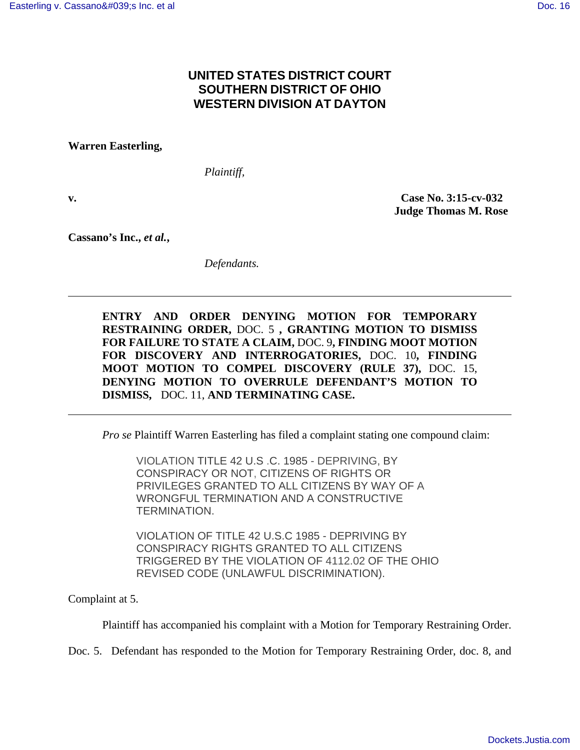**UNITED STATES DISTRICT COURT**
**SOUTHERN DISTRICT OF OHIO**
**WESTERN DIVISION AT DAYTON**

**Warren Easterling,**

*Plaintiff,*

**v.** **Case No. 3:15-cv-032**
**Judge Thomas M. Rose**

**Cassano's Inc., *et al.*,**

*Defendants.*

---

**ENTRY AND ORDER DENYING MOTION FOR TEMPORARY RESTRAINING ORDER,** DOC. 5 **, GRANTING MOTION TO DISMISS FOR FAILURE TO STATE A CLAIM,** DOC. 9**, FINDING MOOT MOTION FOR DISCOVERY AND INTERROGATORIES,** DOC. 10**, FINDING MOOT MOTION TO COMPEL DISCOVERY (RULE 37),** DOC. 15, **DENYING MOTION TO OVERRULE DEFENDANT'S MOTION TO DISMISS,** DOC. 11, **AND TERMINATING CASE.**

---

*Pro se* Plaintiff Warren Easterling has filed a complaint stating one compound claim:

> VIOLATION TITLE 42 U.S .C. 1985 - DEPRIVING, BY CONSPIRACY OR NOT, CITIZENS OF RIGHTS OR PRIVILEGES GRANTED TO ALL CITIZENS BY WAY OF A WRONGFUL TERMINATION AND A CONSTRUCTIVE TERMINATION.
>
> VIOLATION OF TITLE 42 U.S.C 1985 - DEPRIVING BY CONSPIRACY RIGHTS GRANTED TO ALL CITIZENS TRIGGERED BY THE VIOLATION OF 4112.02 OF THE OHIO REVISED CODE (UNLAWFUL DISCRIMINATION).

Complaint at 5.

Plaintiff has accompanied his complaint with a Motion for Temporary Restraining Order. Doc. 5. Defendant has responded to the Motion for Temporary Restraining Order, doc. 8, and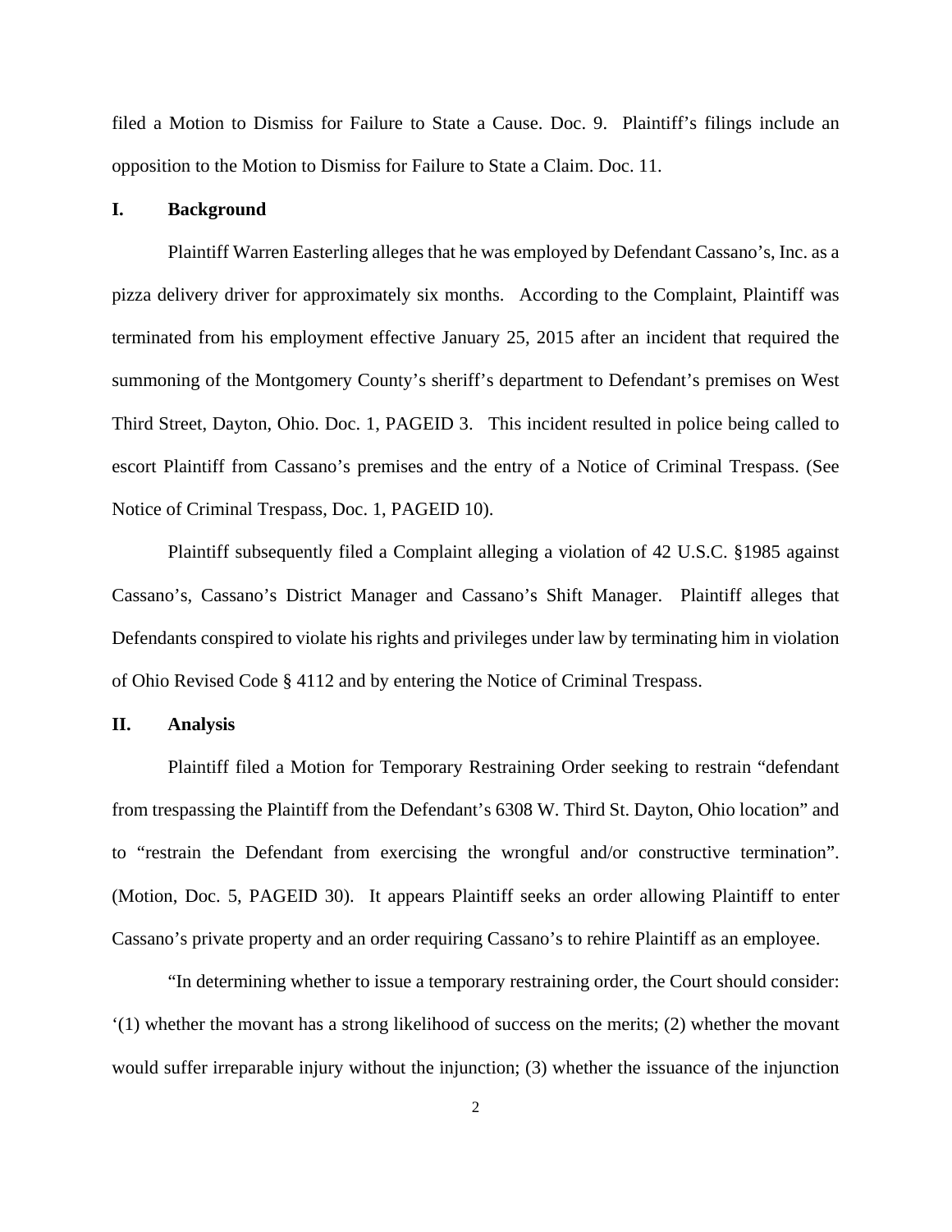filed a Motion to Dismiss for Failure to State a Cause. Doc. 9. Plaintiff's filings include an opposition to the Motion to Dismiss for Failure to State a Claim. Doc. 11.

## I. Background

Plaintiff Warren Easterling alleges that he was employed by Defendant Cassano's, Inc. as a pizza delivery driver for approximately six months. According to the Complaint, Plaintiff was terminated from his employment effective January 25, 2015 after an incident that required the summoning of the Montgomery County's sheriff's department to Defendant's premises on West Third Street, Dayton, Ohio. Doc. 1, PAGEID 3. This incident resulted in police being called to escort Plaintiff from Cassano's premises and the entry of a Notice of Criminal Trespass. (See Notice of Criminal Trespass, Doc. 1, PAGEID 10).

Plaintiff subsequently filed a Complaint alleging a violation of 42 U.S.C. §1985 against Cassano's, Cassano's District Manager and Cassano's Shift Manager. Plaintiff alleges that Defendants conspired to violate his rights and privileges under law by terminating him in violation of Ohio Revised Code § 4112 and by entering the Notice of Criminal Trespass.

## II. Analysis

Plaintiff filed a Motion for Temporary Restraining Order seeking to restrain "defendant from trespassing the Plaintiff from the Defendant's 6308 W. Third St. Dayton, Ohio location" and to "restrain the Defendant from exercising the wrongful and/or constructive termination". (Motion, Doc. 5, PAGEID 30). It appears Plaintiff seeks an order allowing Plaintiff to enter Cassano's private property and an order requiring Cassano's to rehire Plaintiff as an employee.

"In determining whether to issue a temporary restraining order, the Court should consider: '(1) whether the movant has a strong likelihood of success on the merits; (2) whether the movant would suffer irreparable injury without the injunction; (3) whether the issuance of the injunction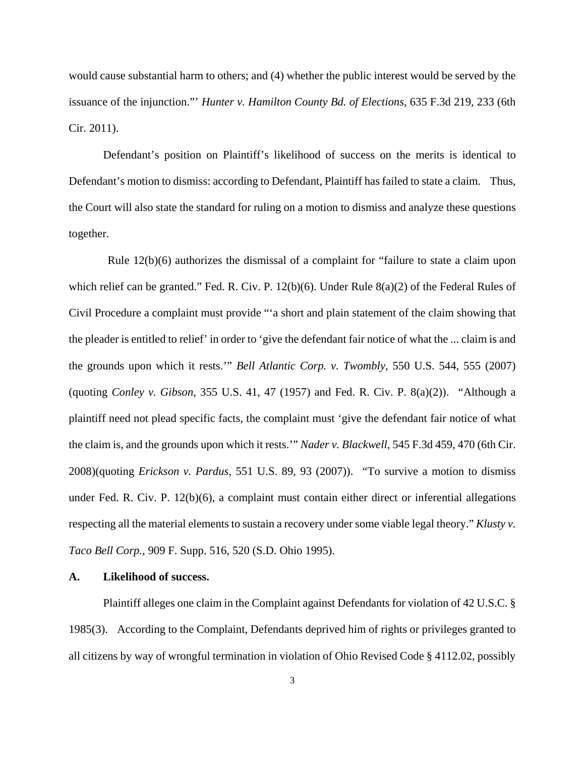would cause substantial harm to others; and (4) whether the public interest would be served by the issuance of the injunction."' *Hunter v. Hamilton County Bd. of Elections*, 635 F.3d 219, 233 (6th Cir. 2011).

Defendant's position on Plaintiff's likelihood of success on the merits is identical to Defendant's motion to dismiss: according to Defendant, Plaintiff has failed to state a claim. Thus, the Court will also state the standard for ruling on a motion to dismiss and analyze these questions together.

Rule 12(b)(6) authorizes the dismissal of a complaint for "failure to state a claim upon which relief can be granted." Fed. R. Civ. P. 12(b)(6). Under Rule 8(a)(2) of the Federal Rules of Civil Procedure a complaint must provide "'a short and plain statement of the claim showing that the pleader is entitled to relief' in order to 'give the defendant fair notice of what the ... claim is and the grounds upon which it rests.'" *Bell Atlantic Corp. v. Twombly*, 550 U.S. 544, 555 (2007) (quoting *Conley v. Gibson,* 355 U.S. 41, 47 (1957) and Fed. R. Civ. P. 8(a)(2)). "Although a plaintiff need not plead specific facts, the complaint must 'give the defendant fair notice of what the claim is, and the grounds upon which it rests.'" *Nader v. Blackwell*, 545 F.3d 459, 470 (6th Cir. 2008)(quoting *Erickson v. Pardus*, 551 U.S. 89, 93 (2007)). "To survive a motion to dismiss under Fed. R. Civ. P. 12(b)(6), a complaint must contain either direct or inferential allegations respecting all the material elements to sustain a recovery under some viable legal theory." *Klusty v. Taco Bell Corp.*, 909 F. Supp. 516, 520 (S.D. Ohio 1995).

**A. Likelihood of success.**

Plaintiff alleges one claim in the Complaint against Defendants for violation of 42 U.S.C. § 1985(3). According to the Complaint, Defendants deprived him of rights or privileges granted to all citizens by way of wrongful termination in violation of Ohio Revised Code § 4112.02, possibly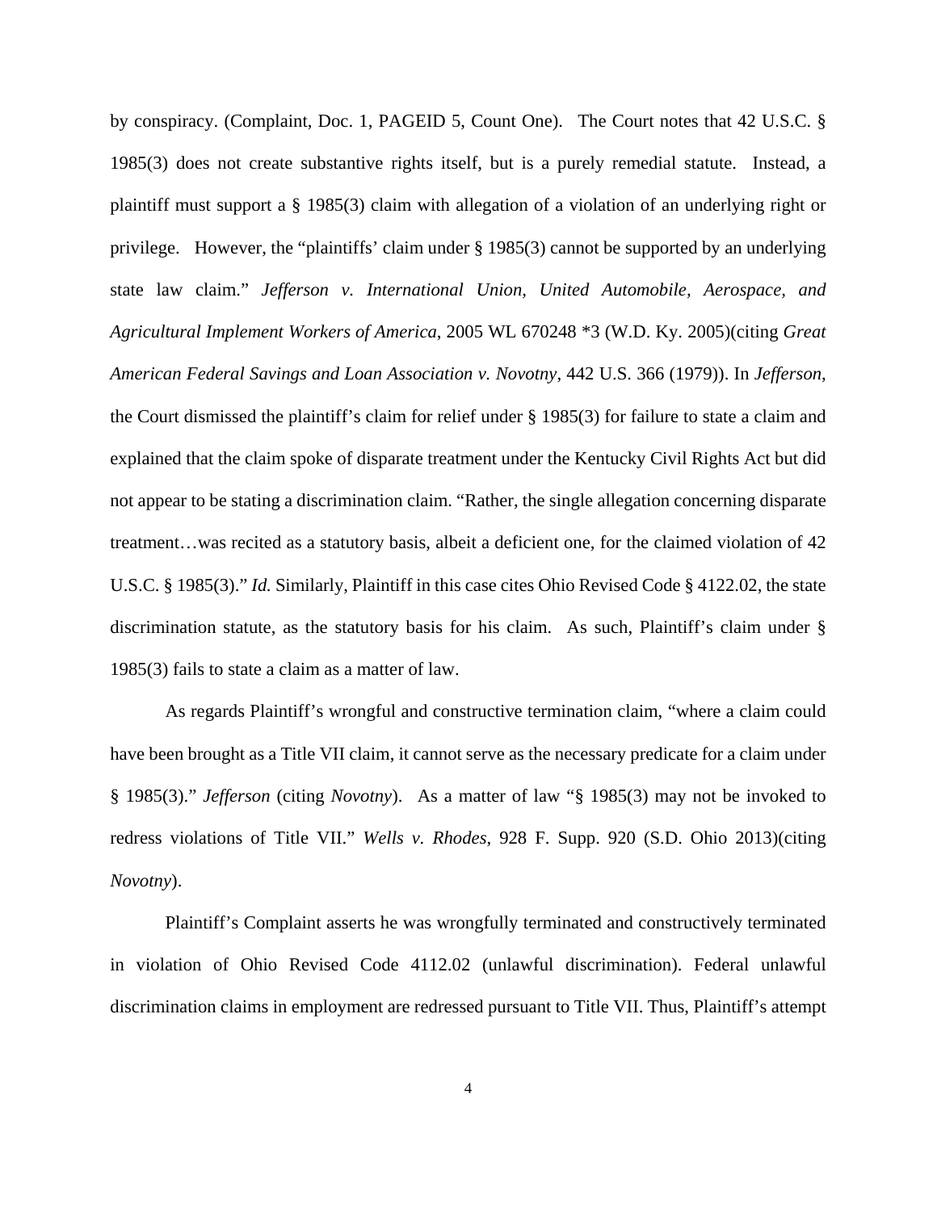by conspiracy. (Complaint, Doc. 1, PAGEID 5, Count One). The Court notes that 42 U.S.C. § 1985(3) does not create substantive rights itself, but is a purely remedial statute. Instead, a plaintiff must support a § 1985(3) claim with allegation of a violation of an underlying right or privilege. However, the "plaintiffs' claim under § 1985(3) cannot be supported by an underlying state law claim." *Jefferson v. International Union, United Automobile, Aerospace, and Agricultural Implement Workers of America*, 2005 WL 670248 *3 (W.D. Ky. 2005)(citing *Great American Federal Savings and Loan Association v. Novotny*, 442 U.S. 366 (1979)). In *Jefferson*, the Court dismissed the plaintiff's claim for relief under § 1985(3) for failure to state a claim and explained that the claim spoke of disparate treatment under the Kentucky Civil Rights Act but did not appear to be stating a discrimination claim. "Rather, the single allegation concerning disparate treatment…was recited as a statutory basis, albeit a deficient one, for the claimed violation of 42 U.S.C. § 1985(3)." *Id.* Similarly, Plaintiff in this case cites Ohio Revised Code § 4122.02, the state discrimination statute, as the statutory basis for his claim. As such, Plaintiff's claim under § 1985(3) fails to state a claim as a matter of law.

As regards Plaintiff's wrongful and constructive termination claim, "where a claim could have been brought as a Title VII claim, it cannot serve as the necessary predicate for a claim under § 1985(3)." *Jefferson* (citing *Novotny*). As a matter of law "§ 1985(3) may not be invoked to redress violations of Title VII." *Wells v. Rhodes*, 928 F. Supp. 920 (S.D. Ohio 2013)(citing *Novotny*).

Plaintiff's Complaint asserts he was wrongfully terminated and constructively terminated in violation of Ohio Revised Code 4112.02 (unlawful discrimination). Federal unlawful discrimination claims in employment are redressed pursuant to Title VII. Thus, Plaintiff's attempt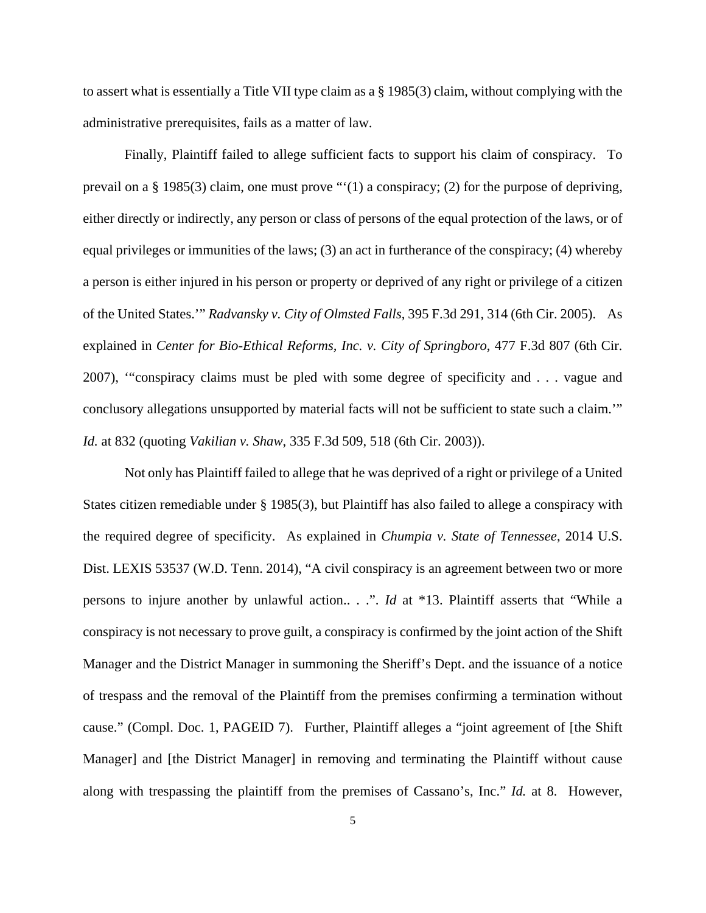to assert what is essentially a Title VII type claim as a § 1985(3) claim, without complying with the administrative prerequisites, fails as a matter of law.

Finally, Plaintiff failed to allege sufficient facts to support his claim of conspiracy. To prevail on a § 1985(3) claim, one must prove "'(1) a conspiracy; (2) for the purpose of depriving, either directly or indirectly, any person or class of persons of the equal protection of the laws, or of equal privileges or immunities of the laws; (3) an act in furtherance of the conspiracy; (4) whereby a person is either injured in his person or property or deprived of any right or privilege of a citizen of the United States.'" *Radvansky v. City of Olmsted Falls*, 395 F.3d 291, 314 (6th Cir. 2005). As explained in *Center for Bio-Ethical Reforms, Inc. v. City of Springboro*, 477 F.3d 807 (6th Cir. 2007), '"conspiracy claims must be pled with some degree of specificity and . . . vague and conclusory allegations unsupported by material facts will not be sufficient to state such a claim.'" *Id.* at 832 (quoting *Vakilian v. Shaw*, 335 F.3d 509, 518 (6th Cir. 2003)).

Not only has Plaintiff failed to allege that he was deprived of a right or privilege of a United States citizen remediable under § 1985(3), but Plaintiff has also failed to allege a conspiracy with the required degree of specificity. As explained in *Chumpia v. State of Tennessee*, 2014 U.S. Dist. LEXIS 53537 (W.D. Tenn. 2014), "A civil conspiracy is an agreement between two or more persons to injure another by unlawful action.. . .". *Id* at *13. Plaintiff asserts that "While a conspiracy is not necessary to prove guilt, a conspiracy is confirmed by the joint action of the Shift Manager and the District Manager in summoning the Sheriff's Dept. and the issuance of a notice of trespass and the removal of the Plaintiff from the premises confirming a termination without cause." (Compl. Doc. 1, PAGEID 7). Further, Plaintiff alleges a "joint agreement of [the Shift Manager] and [the District Manager] in removing and terminating the Plaintiff without cause along with trespassing the plaintiff from the premises of Cassano's, Inc." *Id.* at 8. However,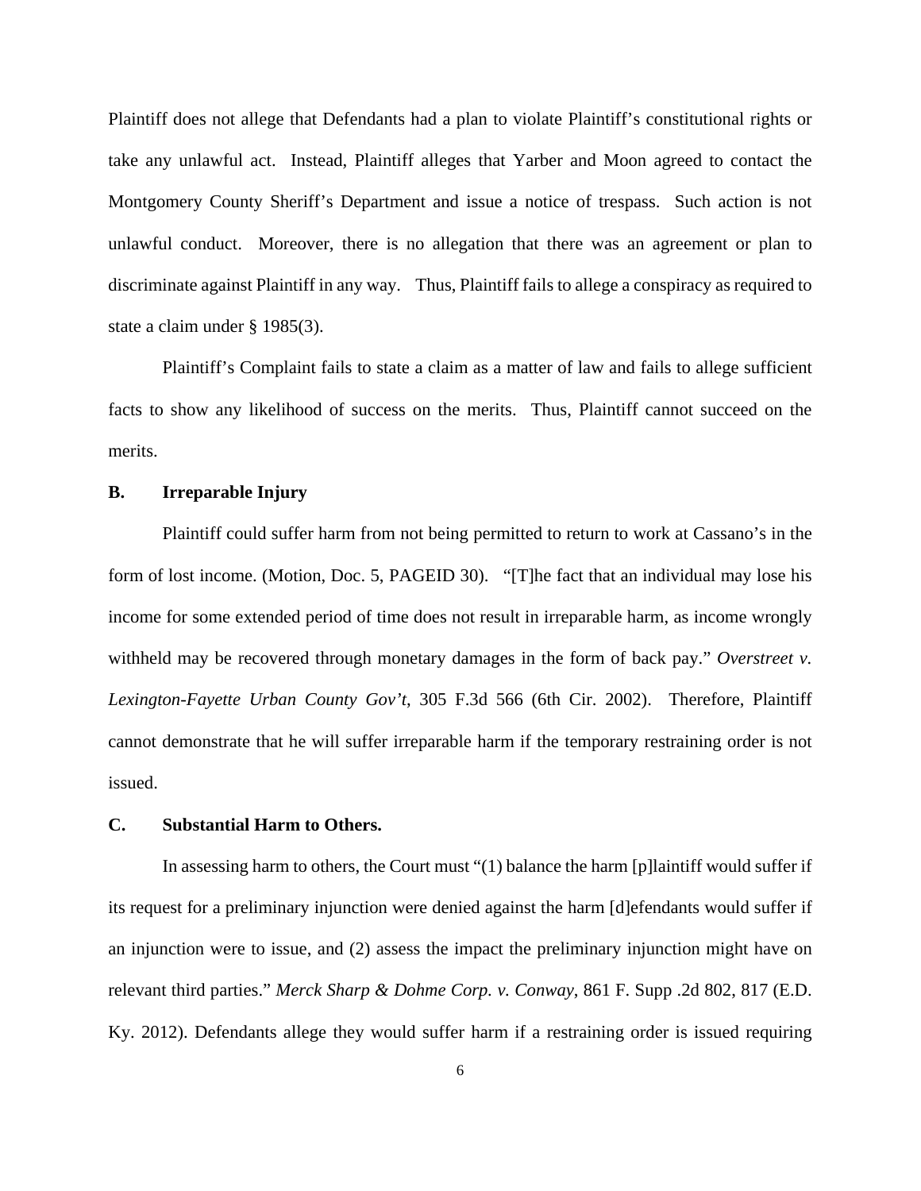Plaintiff does not allege that Defendants had a plan to violate Plaintiff's constitutional rights or take any unlawful act. Instead, Plaintiff alleges that Yarber and Moon agreed to contact the Montgomery County Sheriff's Department and issue a notice of trespass. Such action is not unlawful conduct. Moreover, there is no allegation that there was an agreement or plan to discriminate against Plaintiff in any way. Thus, Plaintiff fails to allege a conspiracy as required to state a claim under § 1985(3).

Plaintiff's Complaint fails to state a claim as a matter of law and fails to allege sufficient facts to show any likelihood of success on the merits. Thus, Plaintiff cannot succeed on the merits.

**B. Irreparable Injury**

Plaintiff could suffer harm from not being permitted to return to work at Cassano's in the form of lost income. (Motion, Doc. 5, PAGEID 30). "[T]he fact that an individual may lose his income for some extended period of time does not result in irreparable harm, as income wrongly withheld may be recovered through monetary damages in the form of back pay." *Overstreet v. Lexington-Fayette Urban County Gov't*, 305 F.3d 566 (6th Cir. 2002). Therefore, Plaintiff cannot demonstrate that he will suffer irreparable harm if the temporary restraining order is not issued.

**C. Substantial Harm to Others.**

In assessing harm to others, the Court must "(1) balance the harm [p]laintiff would suffer if its request for a preliminary injunction were denied against the harm [d]efendants would suffer if an injunction were to issue, and (2) assess the impact the preliminary injunction might have on relevant third parties." *Merck Sharp & Dohme Corp. v. Conway*, 861 F. Supp .2d 802, 817 (E.D. Ky. 2012). Defendants allege they would suffer harm if a restraining order is issued requiring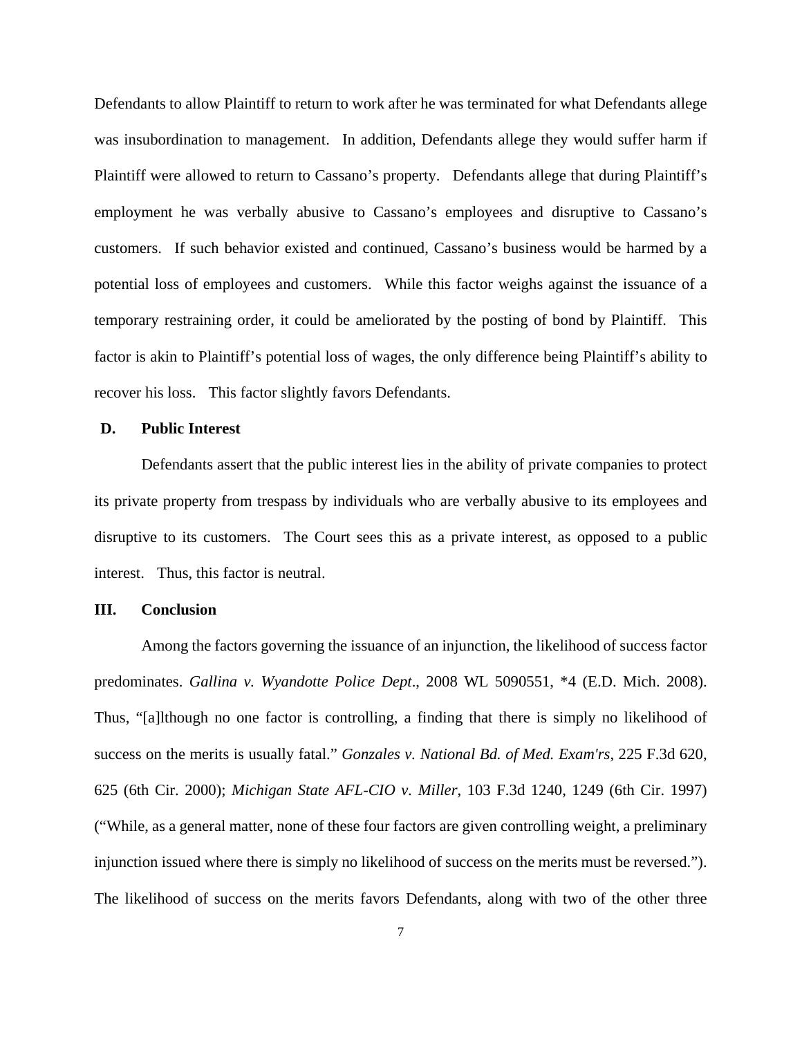Defendants to allow Plaintiff to return to work after he was terminated for what Defendants allege was insubordination to management. In addition, Defendants allege they would suffer harm if Plaintiff were allowed to return to Cassano's property. Defendants allege that during Plaintiff's employment he was verbally abusive to Cassano's employees and disruptive to Cassano's customers. If such behavior existed and continued, Cassano's business would be harmed by a potential loss of employees and customers. While this factor weighs against the issuance of a temporary restraining order, it could be ameliorated by the posting of bond by Plaintiff. This factor is akin to Plaintiff's potential loss of wages, the only difference being Plaintiff's ability to recover his loss. This factor slightly favors Defendants.

**D. Public Interest**

Defendants assert that the public interest lies in the ability of private companies to protect its private property from trespass by individuals who are verbally abusive to its employees and disruptive to its customers. The Court sees this as a private interest, as opposed to a public interest. Thus, this factor is neutral.

**III. Conclusion**

Among the factors governing the issuance of an injunction, the likelihood of success factor predominates. *Gallina v. Wyandotte Police Dept*., 2008 WL 5090551, *4 (E.D. Mich. 2008). Thus, "[a]lthough no one factor is controlling, a finding that there is simply no likelihood of success on the merits is usually fatal." *Gonzales v. National Bd. of Med. Exam'rs*, 225 F.3d 620, 625 (6th Cir. 2000); *Michigan State AFL-CIO v. Miller*, 103 F.3d 1240, 1249 (6th Cir. 1997) ("While, as a general matter, none of these four factors are given controlling weight, a preliminary injunction issued where there is simply no likelihood of success on the merits must be reversed."). The likelihood of success on the merits favors Defendants, along with two of the other three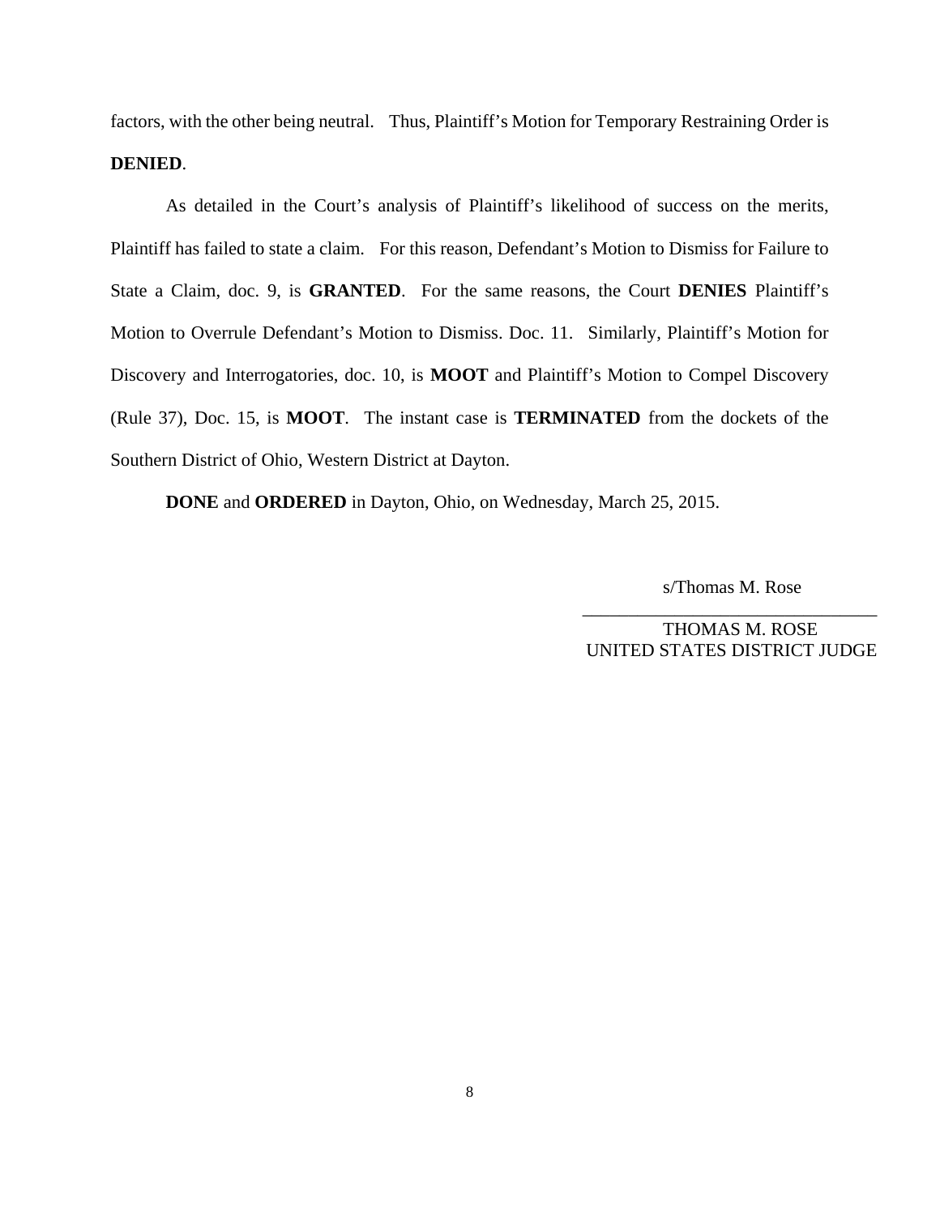factors, with the other being neutral. Thus, Plaintiff's Motion for Temporary Restraining Order is **DENIED**.

As detailed in the Court's analysis of Plaintiff's likelihood of success on the merits, Plaintiff has failed to state a claim. For this reason, Defendant's Motion to Dismiss for Failure to State a Claim, doc. 9, is **GRANTED**. For the same reasons, the Court **DENIES** Plaintiff's Motion to Overrule Defendant's Motion to Dismiss. Doc. 11. Similarly, Plaintiff's Motion for Discovery and Interrogatories, doc. 10, is **MOOT** and Plaintiff's Motion to Compel Discovery (Rule 37), Doc. 15, is **MOOT**. The instant case is **TERMINATED** from the dockets of the Southern District of Ohio, Western District at Dayton.

**DONE** and **ORDERED** in Dayton, Ohio, on Wednesday, March 25, 2015.

s/Thomas M. Rose

THOMAS M. ROSE
UNITED STATES DISTRICT JUDGE